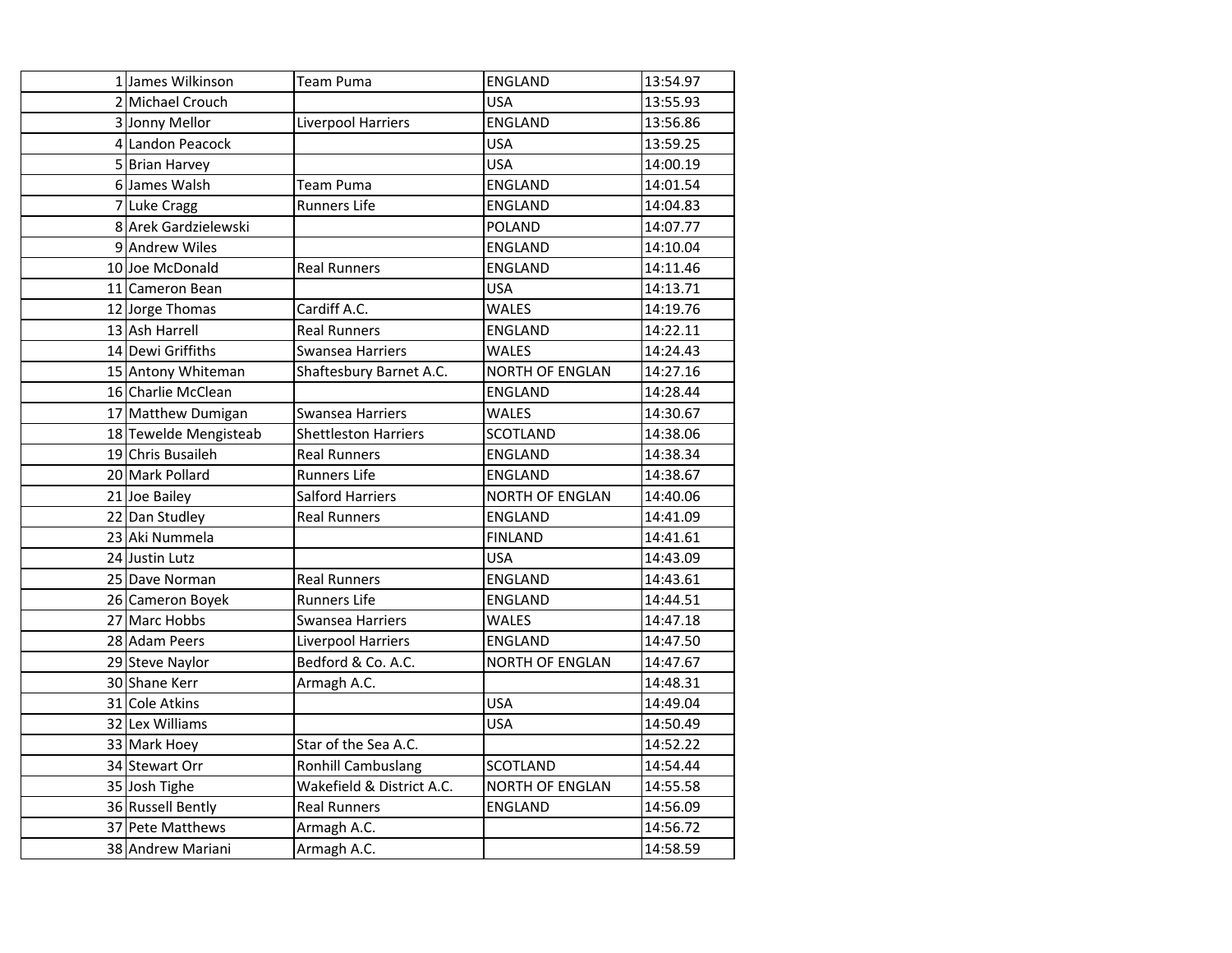| | | | | |
|---|---|---|---|---|
| 1 | James Wilkinson | Team Puma | ENGLAND | 13:54.97 |
| 2 | Michael Crouch | | USA | 13:55.93 |
| 3 | Jonny Mellor | Liverpool Harriers | ENGLAND | 13:56.86 |
| 4 | Landon Peacock | | USA | 13:59.25 |
| 5 | Brian Harvey | | USA | 14:00.19 |
| 6 | James Walsh | Team Puma | ENGLAND | 14:01.54 |
| 7 | Luke Cragg | Runners Life | ENGLAND | 14:04.83 |
| 8 | Arek Gardzielewski | | POLAND | 14:07.77 |
| 9 | Andrew Wiles | | ENGLAND | 14:10.04 |
| 10 | Joe McDonald | Real Runners | ENGLAND | 14:11.46 |
| 11 | Cameron Bean | | USA | 14:13.71 |
| 12 | Jorge Thomas | Cardiff A.C. | WALES | 14:19.76 |
| 13 | Ash Harrell | Real Runners | ENGLAND | 14:22.11 |
| 14 | Dewi Griffiths | Swansea Harriers | WALES | 14:24.43 |
| 15 | Antony Whiteman | Shaftesbury Barnet A.C. | NORTH OF ENGLAN | 14:27.16 |
| 16 | Charlie McClean | | ENGLAND | 14:28.44 |
| 17 | Matthew Dumigan | Swansea Harriers | WALES | 14:30.67 |
| 18 | Tewelde Mengisteab | Shettleston Harriers | SCOTLAND | 14:38.06 |
| 19 | Chris Busaileh | Real Runners | ENGLAND | 14:38.34 |
| 20 | Mark Pollard | Runners Life | ENGLAND | 14:38.67 |
| 21 | Joe Bailey | Salford Harriers | NORTH OF ENGLAN | 14:40.06 |
| 22 | Dan Studley | Real Runners | ENGLAND | 14:41.09 |
| 23 | Aki Nummela | | FINLAND | 14:41.61 |
| 24 | Justin Lutz | | USA | 14:43.09 |
| 25 | Dave Norman | Real Runners | ENGLAND | 14:43.61 |
| 26 | Cameron Boyek | Runners Life | ENGLAND | 14:44.51 |
| 27 | Marc Hobbs | Swansea Harriers | WALES | 14:47.18 |
| 28 | Adam Peers | Liverpool Harriers | ENGLAND | 14:47.50 |
| 29 | Steve Naylor | Bedford & Co. A.C. | NORTH OF ENGLAN | 14:47.67 |
| 30 | Shane Kerr | Armagh A.C. | | 14:48.31 |
| 31 | Cole Atkins | | USA | 14:49.04 |
| 32 | Lex Williams | | USA | 14:50.49 |
| 33 | Mark Hoey | Star of the Sea A.C. | | 14:52.22 |
| 34 | Stewart Orr | Ronhill Cambuslang | SCOTLAND | 14:54.44 |
| 35 | Josh Tighe | Wakefield & District A.C. | NORTH OF ENGLAN | 14:55.58 |
| 36 | Russell Bently | Real Runners | ENGLAND | 14:56.09 |
| 37 | Pete Matthews | Armagh A.C. | | 14:56.72 |
| 38 | Andrew Mariani | Armagh A.C. | | 14:58.59 |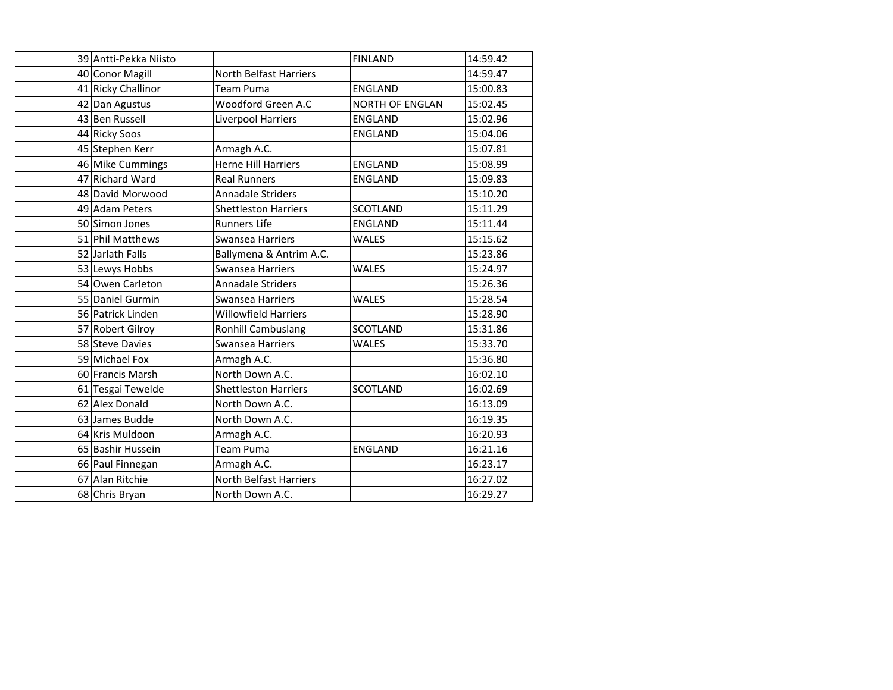| | | | | |
|---|---|---|---|---|
| 39 | Antti-Pekka Niisto | | FINLAND | 14:59.42 |
| 40 | Conor Magill | North Belfast Harriers | | 14:59.47 |
| 41 | Ricky Challinor | Team Puma | ENGLAND | 15:00.83 |
| 42 | Dan Agustus | Woodford Green A.C | NORTH OF ENGLAN | 15:02.45 |
| 43 | Ben Russell | Liverpool Harriers | ENGLAND | 15:02.96 |
| 44 | Ricky Soos | | ENGLAND | 15:04.06 |
| 45 | Stephen Kerr | Armagh A.C. | | 15:07.81 |
| 46 | Mike Cummings | Herne Hill Harriers | ENGLAND | 15:08.99 |
| 47 | Richard Ward | Real Runners | ENGLAND | 15:09.83 |
| 48 | David Morwood | Annadale Striders | | 15:10.20 |
| 49 | Adam Peters | Shettleston Harriers | SCOTLAND | 15:11.29 |
| 50 | Simon Jones | Runners Life | ENGLAND | 15:11.44 |
| 51 | Phil Matthews | Swansea Harriers | WALES | 15:15.62 |
| 52 | Jarlath Falls | Ballymena & Antrim A.C. | | 15:23.86 |
| 53 | Lewys Hobbs | Swansea Harriers | WALES | 15:24.97 |
| 54 | Owen Carleton | Annadale Striders | | 15:26.36 |
| 55 | Daniel Gurmin | Swansea Harriers | WALES | 15:28.54 |
| 56 | Patrick Linden | Willowfield Harriers | | 15:28.90 |
| 57 | Robert Gilroy | Ronhill Cambuslang | SCOTLAND | 15:31.86 |
| 58 | Steve Davies | Swansea Harriers | WALES | 15:33.70 |
| 59 | Michael Fox | Armagh A.C. | | 15:36.80 |
| 60 | Francis Marsh | North Down A.C. | | 16:02.10 |
| 61 | Tesgai Tewelde | Shettleston Harriers | SCOTLAND | 16:02.69 |
| 62 | Alex Donald | North Down A.C. | | 16:13.09 |
| 63 | James Budde | North Down A.C. | | 16:19.35 |
| 64 | Kris Muldoon | Armagh A.C. | | 16:20.93 |
| 65 | Bashir Hussein | Team Puma | ENGLAND | 16:21.16 |
| 66 | Paul Finnegan | Armagh A.C. | | 16:23.17 |
| 67 | Alan Ritchie | North Belfast Harriers | | 16:27.02 |
| 68 | Chris Bryan | North Down A.C. | | 16:29.27 |